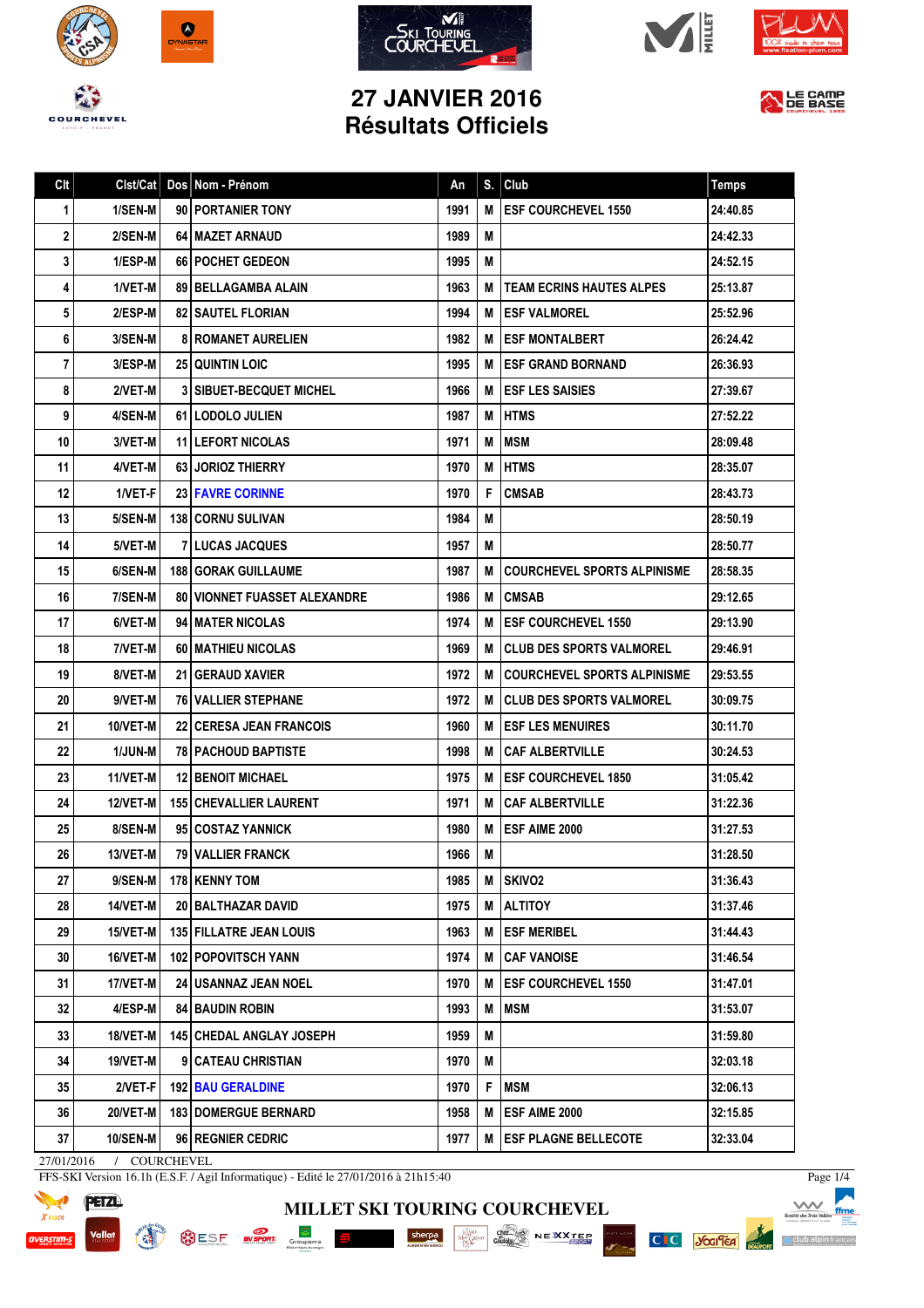# 27 JANVIER 2016
# Résultats Officiels

| Clt | Clst/Cat | Dos | Nom - Prénom | An | S. | Club | Temps |
|---|---|---|---|---|---|---|---|
| 1 | 1/SEN-M | 90 | PORTANIER TONY | 1991 | M | ESF COURCHEVEL 1550 | 24:40.85 |
| 2 | 2/SEN-M | 64 | MAZET ARNAUD | 1989 | M | | 24:42.33 |
| 3 | 1/ESP-M | 66 | POCHET GEDEON | 1995 | M | | 24:52.15 |
| 4 | 1/VET-M | 89 | BELLAGAMBA ALAIN | 1963 | M | TEAM ECRINS HAUTES ALPES | 25:13.87 |
| 5 | 2/ESP-M | 82 | SAUTEL FLORIAN | 1994 | M | ESF VALMOREL | 25:52.96 |
| 6 | 3/SEN-M | 8 | ROMANET AURELIEN | 1982 | M | ESF MONTALBERT | 26:24.42 |
| 7 | 3/ESP-M | 25 | QUINTIN LOIC | 1995 | M | ESF GRAND BORNAND | 26:36.93 |
| 8 | 2/VET-M | 3 | SIBUET-BECQUET MICHEL | 1966 | M | ESF LES SAISIES | 27:39.67 |
| 9 | 4/SEN-M | 61 | LODOLO JULIEN | 1987 | M | HTMS | 27:52.22 |
| 10 | 3/VET-M | 11 | LEFORT NICOLAS | 1971 | M | MSM | 28:09.48 |
| 11 | 4/VET-M | 63 | JORIOZ THIERRY | 1970 | M | HTMS | 28:35.07 |
| 12 | 1/VET-F | 23 | FAVRE CORINNE | 1970 | F | CMSAB | 28:43.73 |
| 13 | 5/SEN-M | 138 | CORNU SULIVAN | 1984 | M | | 28:50.19 |
| 14 | 5/VET-M | 7 | LUCAS JACQUES | 1957 | M | | 28:50.77 |
| 15 | 6/SEN-M | 188 | GORAK GUILLAUME | 1987 | M | COURCHEVEL SPORTS ALPINISME | 28:58.35 |
| 16 | 7/SEN-M | 80 | VIONNET FUASSET ALEXANDRE | 1986 | M | CMSAB | 29:12.65 |
| 17 | 6/VET-M | 94 | MATER NICOLAS | 1974 | M | ESF COURCHEVEL 1550 | 29:13.90 |
| 18 | 7/VET-M | 60 | MATHIEU NICOLAS | 1969 | M | CLUB DES SPORTS VALMOREL | 29:46.91 |
| 19 | 8/VET-M | 21 | GERAUD XAVIER | 1972 | M | COURCHEVEL SPORTS ALPINISME | 29:53.55 |
| 20 | 9/VET-M | 76 | VALLIER STEPHANE | 1972 | M | CLUB DES SPORTS VALMOREL | 30:09.75 |
| 21 | 10/VET-M | 22 | CERESA JEAN FRANCOIS | 1960 | M | ESF LES MENUIRES | 30:11.70 |
| 22 | 1/JUN-M | 78 | PACHOUD BAPTISTE | 1998 | M | CAF ALBERTVILLE | 30:24.53 |
| 23 | 11/VET-M | 12 | BENOIT MICHAEL | 1975 | M | ESF COURCHEVEL 1850 | 31:05.42 |
| 24 | 12/VET-M | 155 | CHEVALLIER LAURENT | 1971 | M | CAF ALBERTVILLE | 31:22.36 |
| 25 | 8/SEN-M | 95 | COSTAZ YANNICK | 1980 | M | ESF AIME 2000 | 31:27.53 |
| 26 | 13/VET-M | 79 | VALLIER FRANCK | 1966 | M | | 31:28.50 |
| 27 | 9/SEN-M | 178 | KENNY TOM | 1985 | M | SKIVO2 | 31:36.43 |
| 28 | 14/VET-M | 20 | BALTHAZAR DAVID | 1975 | M | ALTITOY | 31:37.46 |
| 29 | 15/VET-M | 135 | FILLATRE JEAN LOUIS | 1963 | M | ESF MERIBEL | 31:44.43 |
| 30 | 16/VET-M | 102 | POPOVITSCH YANN | 1974 | M | CAF VANOISE | 31:46.54 |
| 31 | 17/VET-M | 24 | USANNAZ JEAN NOEL | 1970 | M | ESF COURCHEVEL 1550 | 31:47.01 |
| 32 | 4/ESP-M | 84 | BAUDIN ROBIN | 1993 | M | MSM | 31:53.07 |
| 33 | 18/VET-M | 145 | CHEDAL ANGLAY JOSEPH | 1959 | M | | 31:59.80 |
| 34 | 19/VET-M | 9 | CATEAU CHRISTIAN | 1970 | M | | 32:03.18 |
| 35 | 2/VET-F | 192 | BAU GERALDINE | 1970 | F | MSM | 32:06.13 |
| 36 | 20/VET-M | 183 | DOMERGUE BERNARD | 1958 | M | ESF AIME 2000 | 32:15.85 |
| 37 | 10/SEN-M | 96 | REGNIER CEDRIC | 1977 | M | ESF PLAGNE BELLECOTE | 32:33.04 |

27/01/2016 / COURCHEVEL

FFS-SKI Version 16.1h (E.S.F. / Agil Informatique) - Edité le 27/01/2016 à 21h15:40

MILLET SKI TOURING COURCHEVEL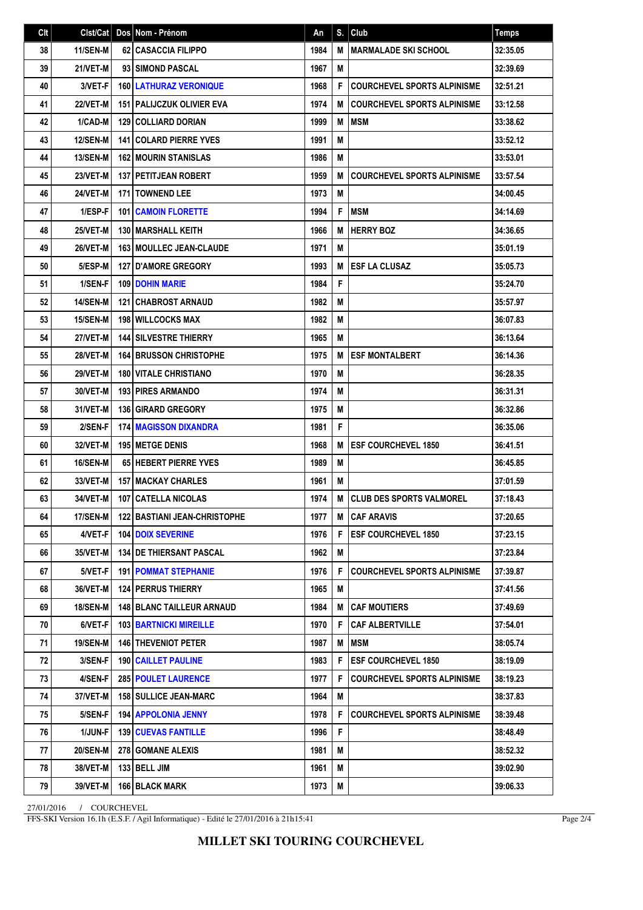| Clt | Clst/Cat | Dos | Nom - Prénom | An | S. | Club | Temps |
|---|---|---|---|---|---|---|---|
| 38 | 11/SEN-M | 62 | CASACCIA FILIPPO | 1984 | M | MARMALADE SKI SCHOOL | 32:35.05 |
| 39 | 21/VET-M | 93 | SIMOND PASCAL | 1967 | M | | 32:39.69 |
| 40 | 3/VET-F | 160 | LATHURAZ VERONIQUE | 1968 | F | COURCHEVEL SPORTS ALPINISME | 32:51.21 |
| 41 | 22/VET-M | 151 | PALIJCZUK OLIVIER EVA | 1974 | M | COURCHEVEL SPORTS ALPINISME | 33:12.58 |
| 42 | 1/CAD-M | 129 | COLLIARD DORIAN | 1999 | M | MSM | 33:38.62 |
| 43 | 12/SEN-M | 141 | COLARD PIERRE YVES | 1991 | M | | 33:52.12 |
| 44 | 13/SEN-M | 162 | MOURIN STANISLAS | 1986 | M | | 33:53.01 |
| 45 | 23/VET-M | 137 | PETITJEAN ROBERT | 1959 | M | COURCHEVEL SPORTS ALPINISME | 33:57.54 |
| 46 | 24/VET-M | 171 | TOWNEND LEE | 1973 | M | | 34:00.45 |
| 47 | 1/ESP-F | 101 | CAMOIN FLORETTE | 1994 | F | MSM | 34:14.69 |
| 48 | 25/VET-M | 130 | MARSHALL KEITH | 1966 | M | HERRY BOZ | 34:36.65 |
| 49 | 26/VET-M | 163 | MOULLEC JEAN-CLAUDE | 1971 | M | | 35:01.19 |
| 50 | 5/ESP-M | 127 | D'AMORE GREGORY | 1993 | M | ESF LA CLUSAZ | 35:05.73 |
| 51 | 1/SEN-F | 109 | DOHIN MARIE | 1984 | F | | 35:24.70 |
| 52 | 14/SEN-M | 121 | CHABROST ARNAUD | 1982 | M | | 35:57.97 |
| 53 | 15/SEN-M | 198 | WILLCOCKS MAX | 1982 | M | | 36:07.83 |
| 54 | 27/VET-M | 144 | SILVESTRE THIERRY | 1965 | M | | 36:13.64 |
| 55 | 28/VET-M | 164 | BRUSSON CHRISTOPHE | 1975 | M | ESF MONTALBERT | 36:14.36 |
| 56 | 29/VET-M | 180 | VITALE CHRISTIANO | 1970 | M | | 36:28.35 |
| 57 | 30/VET-M | 193 | PIRES ARMANDO | 1974 | M | | 36:31.31 |
| 58 | 31/VET-M | 136 | GIRARD GREGORY | 1975 | M | | 36:32.86 |
| 59 | 2/SEN-F | 174 | MAGISSON DIXANDRA | 1981 | F | | 36:35.06 |
| 60 | 32/VET-M | 195 | METGE DENIS | 1968 | M | ESF COURCHEVEL 1850 | 36:41.51 |
| 61 | 16/SEN-M | 65 | HEBERT PIERRE YVES | 1989 | M | | 36:45.85 |
| 62 | 33/VET-M | 157 | MACKAY CHARLES | 1961 | M | | 37:01.59 |
| 63 | 34/VET-M | 107 | CATELLA NICOLAS | 1974 | M | CLUB DES SPORTS VALMOREL | 37:18.43 |
| 64 | 17/SEN-M | 122 | BASTIANI JEAN-CHRISTOPHE | 1977 | M | CAF ARAVIS | 37:20.65 |
| 65 | 4/VET-F | 104 | DOIX SEVERINE | 1976 | F | ESF COURCHEVEL 1850 | 37:23.15 |
| 66 | 35/VET-M | 134 | DE THIERSANT PASCAL | 1962 | M | | 37:23.84 |
| 67 | 5/VET-F | 191 | POMMAT STEPHANIE | 1976 | F | COURCHEVEL SPORTS ALPINISME | 37:39.87 |
| 68 | 36/VET-M | 124 | PERRUS THIERRY | 1965 | M | | 37:41.56 |
| 69 | 18/SEN-M | 148 | BLANC TAILLEUR ARNAUD | 1984 | M | CAF MOUTIERS | 37:49.69 |
| 70 | 6/VET-F | 103 | BARTNICKI MIREILLE | 1970 | F | CAF ALBERTVILLE | 37:54.01 |
| 71 | 19/SEN-M | 146 | THEVENIOT PETER | 1987 | M | MSM | 38:05.74 |
| 72 | 3/SEN-F | 190 | CAILLET PAULINE | 1983 | F | ESF COURCHEVEL 1850 | 38:19.09 |
| 73 | 4/SEN-F | 285 | POULET LAURENCE | 1977 | F | COURCHEVEL SPORTS ALPINISME | 38:19.23 |
| 74 | 37/VET-M | 158 | SULLICE JEAN-MARC | 1964 | M | | 38:37.83 |
| 75 | 5/SEN-F | 194 | APPOLONIA JENNY | 1978 | F | COURCHEVEL SPORTS ALPINISME | 38:39.48 |
| 76 | 1/JUN-F | 139 | CUEVAS FANTILLE | 1996 | F | | 38:48.49 |
| 77 | 20/SEN-M | 278 | GOMANE ALEXIS | 1981 | M | | 38:52.32 |
| 78 | 38/VET-M | 133 | BELL JIM | 1961 | M | | 39:02.90 |
| 79 | 39/VET-M | 166 | BLACK MARK | 1973 | M | | 39:06.33 |

27/01/2016 / COURCHEVEL

FFS-SKI Version 16.1h (E.S.F. / Agil Informatique) - Edité le 27/01/2016 à 21h15:41

**MILLET SKI TOURING COURCHEVEL**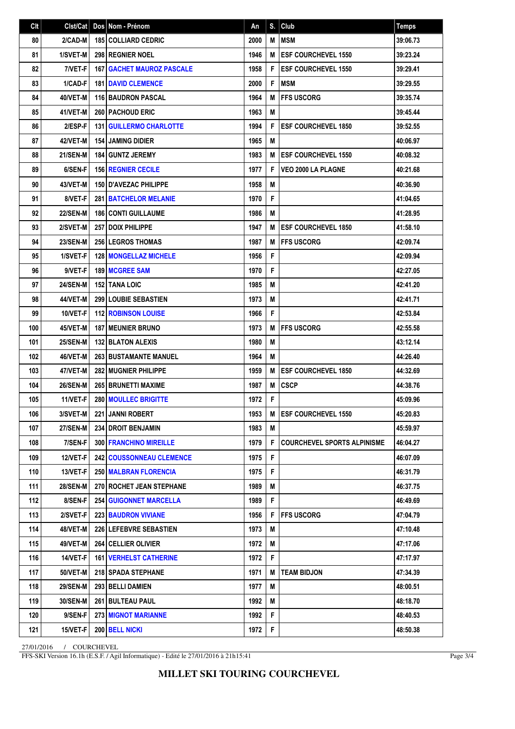| Clt | Clst/Cat | Dos | Nom - Prénom | An | S. | Club | Temps |
|---|---|---|---|---|---|---|---|
| 80 | 2/CAD-M | 185 | COLLIARD CEDRIC | 2000 | M | MSM | 39:06.73 |
| 81 | 1/SVET-M | 298 | REGNIER NOEL | 1946 | M | ESF COURCHEVEL 1550 | 39:23.24 |
| 82 | 7/VET-F | 167 | GACHET MAUROZ PASCALE | 1958 | F | ESF COURCHEVEL 1550 | 39:29.41 |
| 83 | 1/CAD-F | 181 | DAVID CLEMENCE | 2000 | F | MSM | 39:29.55 |
| 84 | 40/VET-M | 116 | BAUDRON PASCAL | 1964 | M | FFS USCORG | 39:35.74 |
| 85 | 41/VET-M | 260 | PACHOUD ERIC | 1963 | M | | 39:45.44 |
| 86 | 2/ESP-F | 131 | GUILLERMO CHARLOTTE | 1994 | F | ESF COURCHEVEL 1850 | 39:52.55 |
| 87 | 42/VET-M | 154 | JAMING DIDIER | 1965 | M | | 40:06.97 |
| 88 | 21/SEN-M | 184 | GUNTZ JEREMY | 1983 | M | ESF COURCHEVEL 1550 | 40:08.32 |
| 89 | 6/SEN-F | 156 | REGNIER CECILE | 1977 | F | VEO 2000 LA PLAGNE | 40:21.68 |
| 90 | 43/VET-M | 150 | D'AVEZAC PHILIPPE | 1958 | M | | 40:36.90 |
| 91 | 8/VET-F | 281 | BATCHELOR MELANIE | 1970 | F | | 41:04.65 |
| 92 | 22/SEN-M | 186 | CONTI GUILLAUME | 1986 | M | | 41:28.95 |
| 93 | 2/SVET-M | 257 | DOIX PHILIPPE | 1947 | M | ESF COURCHEVEL 1850 | 41:58.10 |
| 94 | 23/SEN-M | 256 | LEGROS THOMAS | 1987 | M | FFS USCORG | 42:09.74 |
| 95 | 1/SVET-F | 128 | MONGELLAZ MICHELE | 1956 | F | | 42:09.94 |
| 96 | 9/VET-F | 189 | MCGREE SAM | 1970 | F | | 42:27.05 |
| 97 | 24/SEN-M | 152 | TANA LOIC | 1985 | M | | 42:41.20 |
| 98 | 44/VET-M | 299 | LOUBIE SEBASTIEN | 1973 | M | | 42:41.71 |
| 99 | 10/VET-F | 112 | ROBINSON LOUISE | 1966 | F | | 42:53.84 |
| 100 | 45/VET-M | 187 | MEUNIER BRUNO | 1973 | M | FFS USCORG | 42:55.58 |
| 101 | 25/SEN-M | 132 | BLATON ALEXIS | 1980 | M | | 43:12.14 |
| 102 | 46/VET-M | 263 | BUSTAMANTE MANUEL | 1964 | M | | 44:26.40 |
| 103 | 47/VET-M | 282 | MUGNIER PHILIPPE | 1959 | M | ESF COURCHEVEL 1850 | 44:32.69 |
| 104 | 26/SEN-M | 265 | BRUNETTI MAXIME | 1987 | M | CSCP | 44:38.76 |
| 105 | 11/VET-F | 280 | MOULLEC BRIGITTE | 1972 | F | | 45:09.96 |
| 106 | 3/SVET-M | 221 | JANNI ROBERT | 1953 | M | ESF COURCHEVEL 1550 | 45:20.83 |
| 107 | 27/SEN-M | 234 | DROIT BENJAMIN | 1983 | M | | 45:59.97 |
| 108 | 7/SEN-F | 300 | FRANCHINO MIREILLE | 1979 | F | COURCHEVEL SPORTS ALPINISME | 46:04.27 |
| 109 | 12/VET-F | 242 | COUSSONNEAU CLEMENCE | 1975 | F | | 46:07.09 |
| 110 | 13/VET-F | 250 | MALBRAN FLORENCIA | 1975 | F | | 46:31.79 |
| 111 | 28/SEN-M | 270 | ROCHET JEAN STEPHANE | 1989 | M | | 46:37.75 |
| 112 | 8/SEN-F | 254 | GUIGONNET MARCELLA | 1989 | F | | 46:49.69 |
| 113 | 2/SVET-F | 223 | BAUDRON VIVIANE | 1956 | F | FFS USCORG | 47:04.79 |
| 114 | 48/VET-M | 226 | LEFEBVRE SEBASTIEN | 1973 | M | | 47:10.48 |
| 115 | 49/VET-M | 264 | CELLIER OLIVIER | 1972 | M | | 47:17.06 |
| 116 | 14/VET-F | 161 | VERHELST CATHERINE | 1972 | F | | 47:17.97 |
| 117 | 50/VET-M | 218 | SPADA STEPHANE | 1971 | M | TEAM BIDJON | 47:34.39 |
| 118 | 29/SEN-M | 293 | BELLI DAMIEN | 1977 | M | | 48:00.51 |
| 119 | 30/SEN-M | 261 | BULTEAU PAUL | 1992 | M | | 48:18.70 |
| 120 | 9/SEN-F | 273 | MIGNOT MARIANNE | 1992 | F | | 48:40.53 |
| 121 | 15/VET-F | 200 | BELL NICKI | 1972 | F | | 48:50.38 |

27/01/2016 / COURCHEVEL

FFS-SKI Version 16.1h (E.S.F. / Agil Informatique) - Edité le 27/01/2016 à 21h15:41

**MILLET SKI TOURING COURCHEVEL**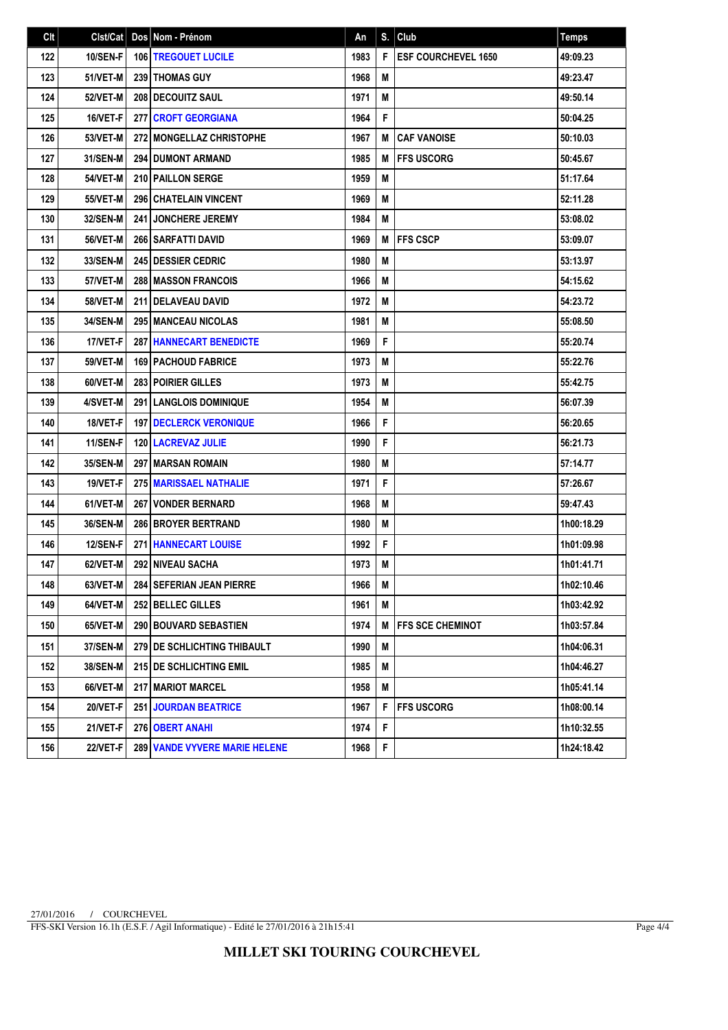| Clt | Clst/Cat | Dos | Nom - Prénom | An | S. | Club | Temps |
|---|---|---|---|---|---|---|---|
| 122 | 10/SEN-F | 106 | TREGOUET LUCILE | 1983 | F | ESF COURCHEVEL 1650 | 49:09.23 |
| 123 | 51/VET-M | 239 | THOMAS GUY | 1968 | M | | 49:23.47 |
| 124 | 52/VET-M | 208 | DECOUITZ SAUL | 1971 | M | | 49:50.14 |
| 125 | 16/VET-F | 277 | CROFT GEORGIANA | 1964 | F | | 50:04.25 |
| 126 | 53/VET-M | 272 | MONGELLAZ CHRISTOPHE | 1967 | M | CAF VANOISE | 50:10.03 |
| 127 | 31/SEN-M | 294 | DUMONT ARMAND | 1985 | M | FFS USCORG | 50:45.67 |
| 128 | 54/VET-M | 210 | PAILLON SERGE | 1959 | M | | 51:17.64 |
| 129 | 55/VET-M | 296 | CHATELAIN VINCENT | 1969 | M | | 52:11.28 |
| 130 | 32/SEN-M | 241 | JONCHERE JEREMY | 1984 | M | | 53:08.02 |
| 131 | 56/VET-M | 266 | SARFATTI DAVID | 1969 | M | FFS CSCP | 53:09.07 |
| 132 | 33/SEN-M | 245 | DESSIER CEDRIC | 1980 | M | | 53:13.97 |
| 133 | 57/VET-M | 288 | MASSON FRANCOIS | 1966 | M | | 54:15.62 |
| 134 | 58/VET-M | 211 | DELAVEAU DAVID | 1972 | M | | 54:23.72 |
| 135 | 34/SEN-M | 295 | MANCEAU NICOLAS | 1981 | M | | 55:08.50 |
| 136 | 17/VET-F | 287 | HANNECART BENEDICTE | 1969 | F | | 55:20.74 |
| 137 | 59/VET-M | 169 | PACHOUD FABRICE | 1973 | M | | 55:22.76 |
| 138 | 60/VET-M | 283 | POIRIER GILLES | 1973 | M | | 55:42.75 |
| 139 | 4/SVET-M | 291 | LANGLOIS DOMINIQUE | 1954 | M | | 56:07.39 |
| 140 | 18/VET-F | 197 | DECLERCK VERONIQUE | 1966 | F | | 56:20.65 |
| 141 | 11/SEN-F | 120 | LACREVAZ JULIE | 1990 | F | | 56:21.73 |
| 142 | 35/SEN-M | 297 | MARSAN ROMAIN | 1980 | M | | 57:14.77 |
| 143 | 19/VET-F | 275 | MARISSAEL NATHALIE | 1971 | F | | 57:26.67 |
| 144 | 61/VET-M | 267 | VONDER BERNARD | 1968 | M | | 59:47.43 |
| 145 | 36/SEN-M | 286 | BROYER BERTRAND | 1980 | M | | 1h00:18.29 |
| 146 | 12/SEN-F | 271 | HANNECART LOUISE | 1992 | F | | 1h01:09.98 |
| 147 | 62/VET-M | 292 | NIVEAU SACHA | 1973 | M | | 1h01:41.71 |
| 148 | 63/VET-M | 284 | SEFERIAN JEAN PIERRE | 1966 | M | | 1h02:10.46 |
| 149 | 64/VET-M | 252 | BELLEC GILLES | 1961 | M | | 1h03:42.92 |
| 150 | 65/VET-M | 290 | BOUVARD SEBASTIEN | 1974 | M | FFS SCE CHEMINOT | 1h03:57.84 |
| 151 | 37/SEN-M | 279 | DE SCHLICHTING THIBAULT | 1990 | M | | 1h04:06.31 |
| 152 | 38/SEN-M | 215 | DE SCHLICHTING EMIL | 1985 | M | | 1h04:46.27 |
| 153 | 66/VET-M | 217 | MARIOT MARCEL | 1958 | M | | 1h05:41.14 |
| 154 | 20/VET-F | 251 | JOURDAN BEATRICE | 1967 | F | FFS USCORG | 1h08:00.14 |
| 155 | 21/VET-F | 276 | OBERT ANAHI | 1974 | F | | 1h10:32.55 |
| 156 | 22/VET-F | 289 | VANDE VYVERE MARIE HELENE | 1968 | F | | 1h24:18.42 |

27/01/2016 / COURCHEVEL

FFS-SKI Version 16.1h (E.S.F. / Agil Informatique) - Edité le 27/01/2016 à 21h15:41

**MILLET SKI TOURING COURCHEVEL**